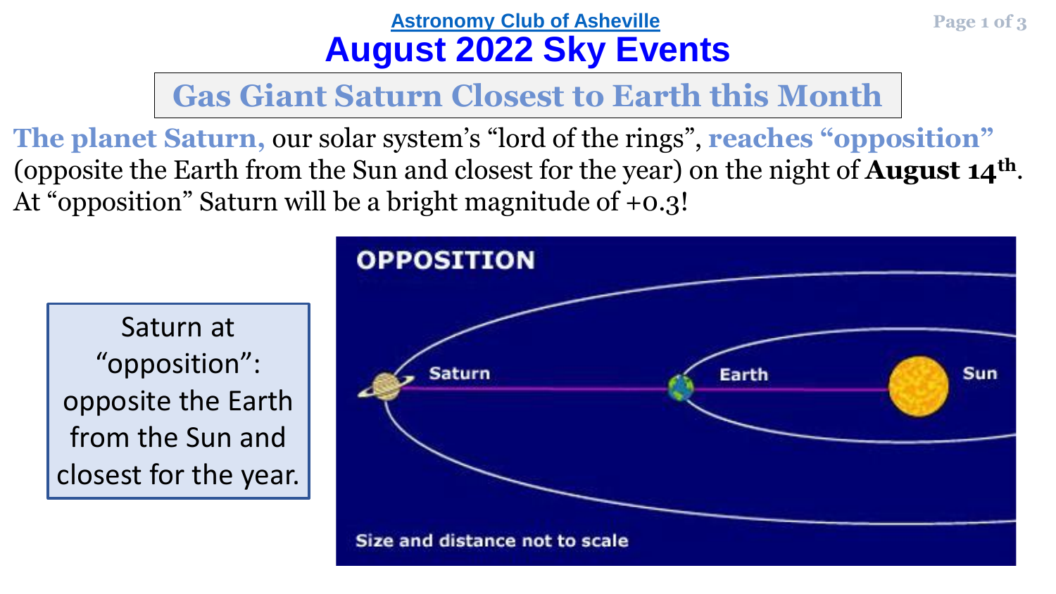Astronomy Club of Asheville

# August 2022 Sky Events

## Gas Giant Saturn Closest to Earth this Month

**The planet Saturn,** our solar system's "lord of the rings", **reaches "opposition"** (opposite the Earth from the Sun and closest for the year) on the night of **August 14th**. At "opposition" Saturn will be a bright magnitude of +0.3!

Saturn at "opposition": opposite the Earth from the Sun and closest for the year.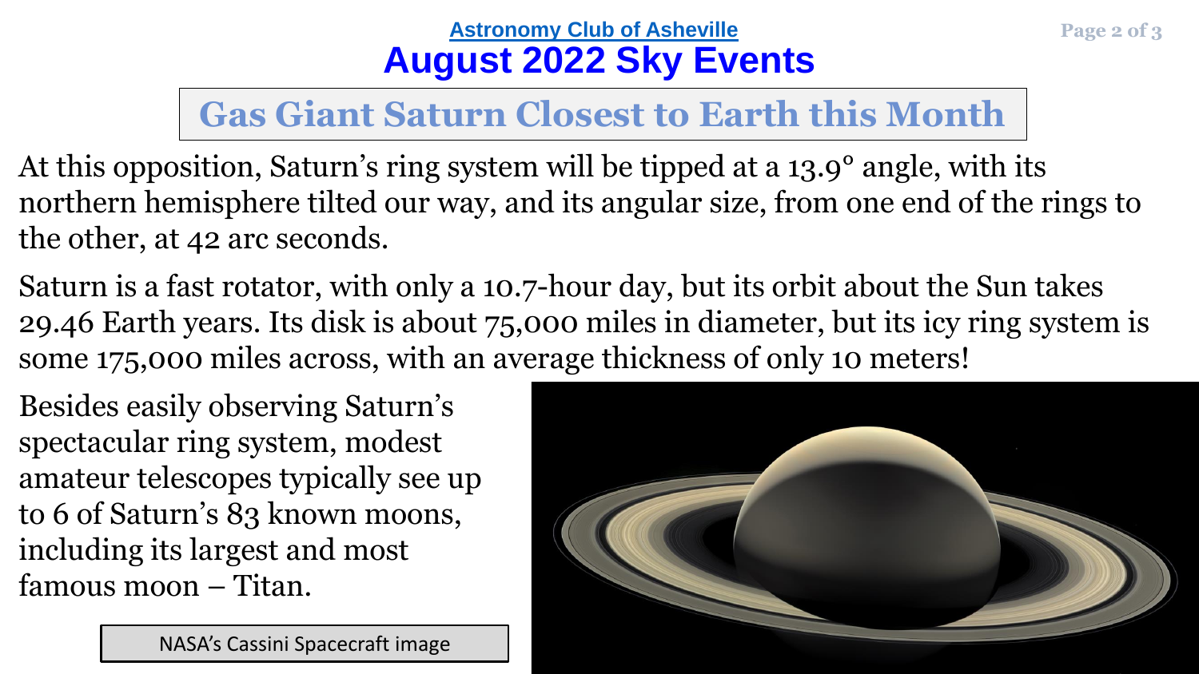**Astronomy Club of Asheville**

# August 2022 Sky Events

## Gas Giant Saturn Closest to Earth this Month

At this opposition, Saturn's ring system will be tipped at a 13.9° angle, with its northern hemisphere tilted our way, and its angular size, from one end of the rings to the other, at 42 arc seconds.

Saturn is a fast rotator, with only a 10.7-hour day, but its orbit about the Sun takes 29.46 Earth years. Its disk is about 75,000 miles in diameter, but its icy ring system is some 175,000 miles across, with an average thickness of only 10 meters!

Besides easily observing Saturn's spectacular ring system, modest amateur telescopes typically see up to 6 of Saturn's 83 known moons, including its largest and most famous moon – Titan.

NASA's Cassini Spacecraft image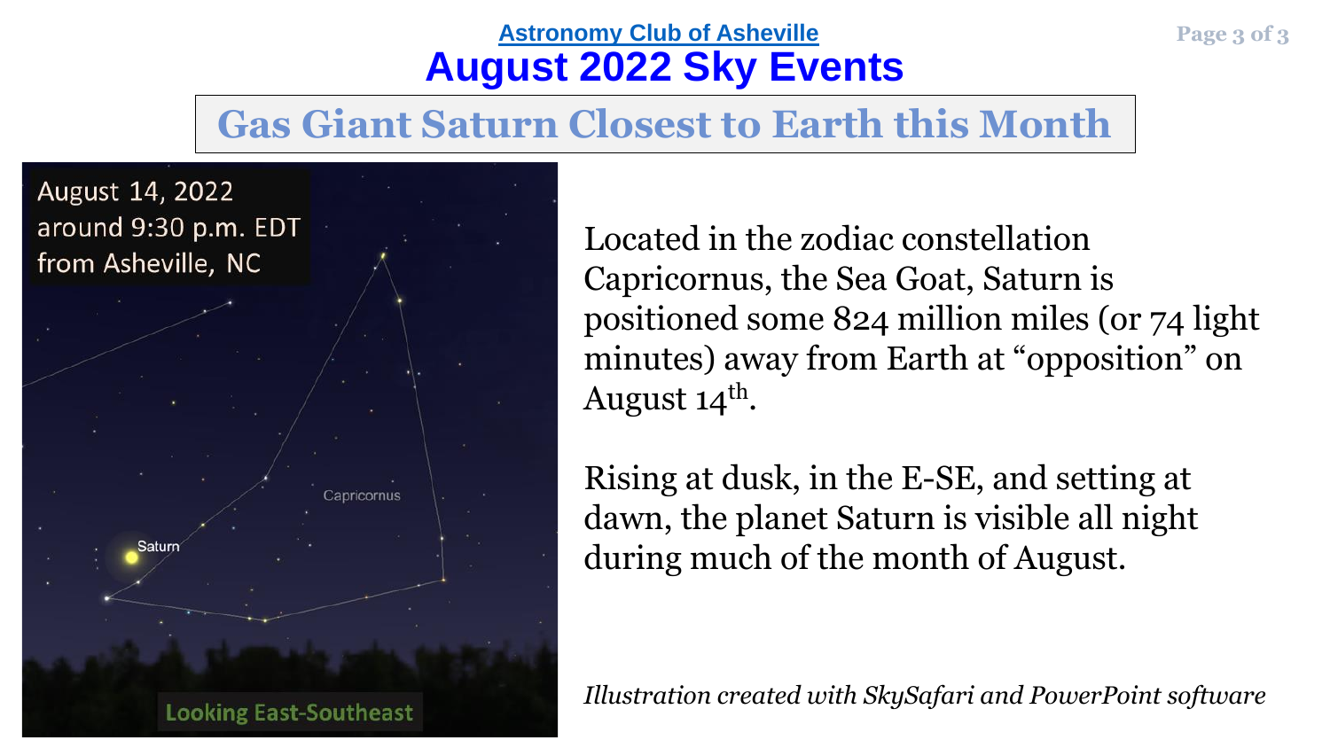Astronomy Club of Asheville

# August 2022 Sky Events

## Gas Giant Saturn Closest to Earth this Month

August 14, 2022
around 9:30 p.m. EDT
from Asheville, NC

Capricornus

Saturn

Looking East-Southeast

Located in the zodiac constellation Capricornus, the Sea Goat, Saturn is positioned some 824 million miles (or 74 light minutes) away from Earth at "opposition" on August 14th.

Rising at dusk, in the E-SE, and setting at dawn, the planet Saturn is visible all night during much of the month of August.

*Illustration created with SkySafari and PowerPoint software*